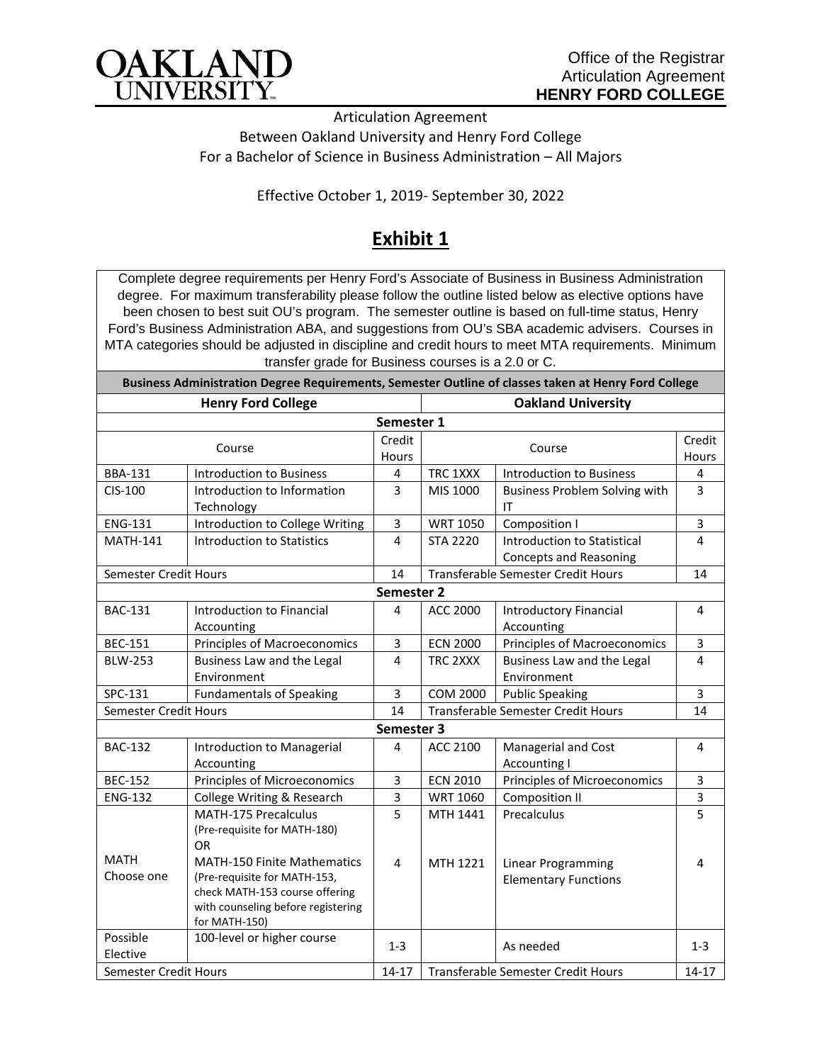# OAKLAND UNIVERSITY

Office of the Registrar
Articulation Agreement
**HENRY FORD COLLEGE**

Articulation Agreement
Between Oakland University and Henry Ford College
For a Bachelor of Science in Business Administration – All Majors

Effective October 1, 2019- September 30, 2022

## Exhibit 1

Complete degree requirements per Henry Ford's Associate of Business in Business Administration degree. For maximum transferability please follow the outline listed below as elective options have been chosen to best suit OU's program. The semester outline is based on full-time status, Henry Ford's Business Administration ABA, and suggestions from OU's SBA academic advisers. Courses in MTA categories should be adjusted in discipline and credit hours to meet MTA requirements. Minimum transfer grade for Business courses is a 2.0 or C.

**Business Administration Degree Requirements, Semester Outline of classes taken at Henry Ford College**

| **Henry Ford College** | | | **Oakland University** | | |
|---|---|---|---|---|---|
| **Semester 1** | | | | | |
| Course | | Credit Hours | Course | | Credit Hours |
| BBA-131 | Introduction to Business | 4 | TRC 1XXX | Introduction to Business | 4 |
| CIS-100 | Introduction to Information Technology | 3 | MIS 1000 | Business Problem Solving with IT | 3 |
| ENG-131 | Introduction to College Writing | 3 | WRT 1050 | Composition I | 3 |
| MATH-141 | Introduction to Statistics | 4 | STA 2220 | Introduction to Statistical Concepts and Reasoning | 4 |
| Semester Credit Hours | | 14 | Transferable Semester Credit Hours | | 14 |
| **Semester 2** | | | | | |
| BAC-131 | Introduction to Financial Accounting | 4 | ACC 2000 | Introductory Financial Accounting | 4 |
| BEC-151 | Principles of Macroeconomics | 3 | ECN 2000 | Principles of Macroeconomics | 3 |
| BLW-253 | Business Law and the Legal Environment | 4 | TRC 2XXX | Business Law and the Legal Environment | 4 |
| SPC-131 | Fundamentals of Speaking | 3 | COM 2000 | Public Speaking | 3 |
| Semester Credit Hours | | 14 | Transferable Semester Credit Hours | | 14 |
| **Semester 3** | | | | | |
| BAC-132 | Introduction to Managerial Accounting | 4 | ACC 2100 | Managerial and Cost Accounting I | 4 |
| BEC-152 | Principles of Microeconomics | 3 | ECN 2010 | Principles of Microeconomics | 3 |
| ENG-132 | College Writing & Research | 3 | WRT 1060 | Composition II | 3 |
| MATH Choose one | MATH-175 Precalculus (Pre-requisite for MATH-180) OR MATH-150 Finite Mathematics (Pre-requisite for MATH-153, check MATH-153 course offering with counseling before registering for MATH-150) | 5<br><br>4 | MTH 1441<br><br>MTH 1221 | Precalculus<br><br>Linear Programming Elementary Functions | 5<br><br>4 |
| Possible Elective | 100-level or higher course | 1-3 | | As needed | 1-3 |
| Semester Credit Hours | | 14-17 | Transferable Semester Credit Hours | | 14-17 |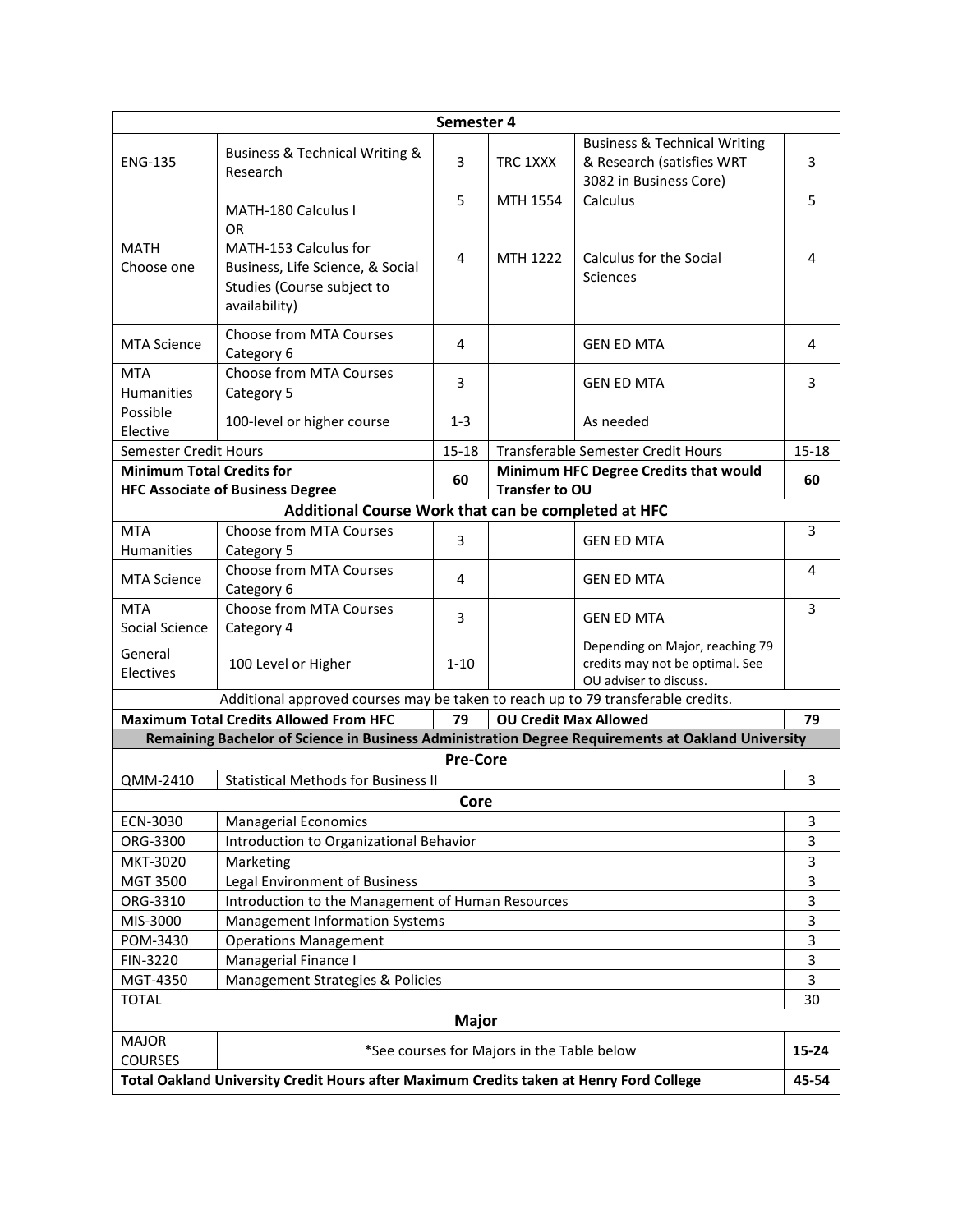| Semester 4 | | | | | |
|---|---|---|---|---|---|
| ENG-135 | Business & Technical Writing & Research | 3 | TRC 1XXX | Business & Technical Writing & Research (satisfies WRT 3082 in Business Core) | 3 |
| MATH Choose one | MATH-180 Calculus I OR MATH-153 Calculus for Business, Life Science, & Social Studies (Course subject to availability) | 5<br>4 | MTH 1554<br>MTH 1222 | Calculus<br>Calculus for the Social Sciences | 5<br>4 |
| MTA Science | Choose from MTA Courses Category 6 | 4 | | GEN ED MTA | 4 |
| MTA Humanities | Choose from MTA Courses Category 5 | 3 | | GEN ED MTA | 3 |
| Possible Elective | 100-level or higher course | 1-3 | | As needed | |
| Semester Credit Hours | | 15-18 | Transferable Semester Credit Hours | | 15-18 |
| **Minimum Total Credits for HFC Associate of Business Degree** | | **60** | **Minimum HFC Degree Credits that would Transfer to OU** | | **60** |
| **Additional Course Work that can be completed at HFC** | | | | | |
| MTA Humanities | Choose from MTA Courses Category 5 | 3 | | GEN ED MTA | 3 |
| MTA Science | Choose from MTA Courses Category 6 | 4 | | GEN ED MTA | 4 |
| MTA Social Science | Choose from MTA Courses Category 4 | 3 | | GEN ED MTA | 3 |
| General Electives | 100 Level or Higher | 1-10 | | Depending on Major, reaching 79 credits may not be optimal. See OU adviser to discuss. | |
| Additional approved courses may be taken to reach up to 79 transferable credits. | | | | | |
| **Maximum Total Credits Allowed From HFC** | | **79** | **OU Credit Max Allowed** | | **79** |

| Remaining Bachelor of Science in Business Administration Degree Requirements at Oakland University | | |
|---|---|---|
| **Pre-Core** | | |
| QMM-2410 | Statistical Methods for Business II | 3 |
| **Core** | | |
| ECN-3030 | Managerial Economics | 3 |
| ORG-3300 | Introduction to Organizational Behavior | 3 |
| MKT-3020 | Marketing | 3 |
| MGT 3500 | Legal Environment of Business | 3 |
| ORG-3310 | Introduction to the Management of Human Resources | 3 |
| MIS-3000 | Management Information Systems | 3 |
| POM-3430 | Operations Management | 3 |
| FIN-3220 | Managerial Finance I | 3 |
| MGT-4350 | Management Strategies & Policies | 3 |
| TOTAL | | 30 |
| **Major** | | |
| MAJOR COURSES | *See courses for Majors in the Table below | **15-24** |
| **Total Oakland University Credit Hours after Maximum Credits taken at Henry Ford College** | | **45-54** |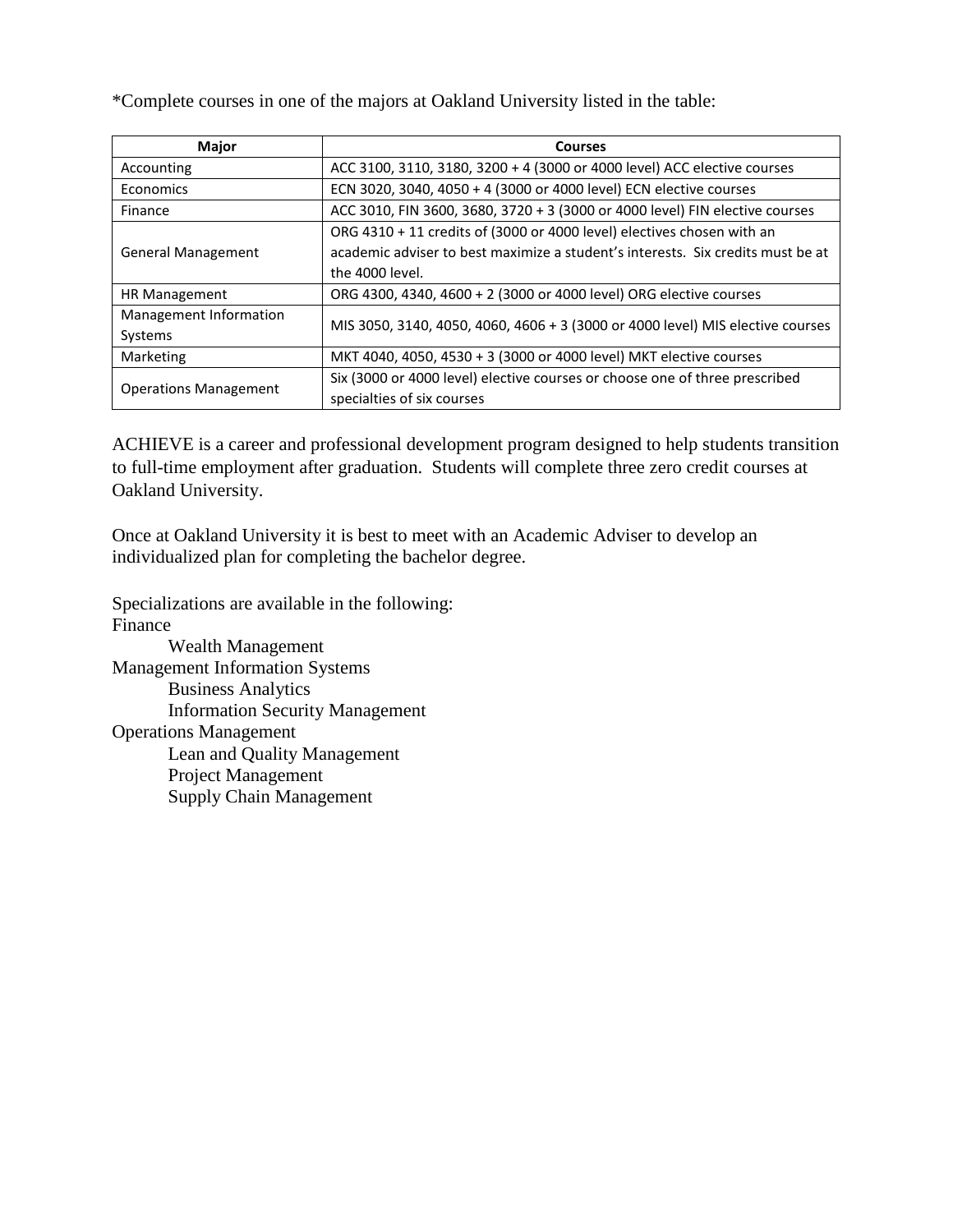*Complete courses in one of the majors at Oakland University listed in the table:

| Major | Courses |
|---|---|
| Accounting | ACC 3100, 3110, 3180, 3200 + 4 (3000 or 4000 level) ACC elective courses |
| Economics | ECN 3020, 3040, 4050 + 4 (3000 or 4000 level) ECN elective courses |
| Finance | ACC 3010, FIN 3600, 3680, 3720 + 3 (3000 or 4000 level) FIN elective courses |
| General Management | ORG 4310 + 11 credits of (3000 or 4000 level) electives chosen with an academic adviser to best maximize a student's interests. Six credits must be at the 4000 level. |
| HR Management | ORG 4300, 4340, 4600 + 2 (3000 or 4000 level) ORG elective courses |
| Management Information Systems | MIS 3050, 3140, 4050, 4060, 4606 + 3 (3000 or 4000 level) MIS elective courses |
| Marketing | MKT 4040, 4050, 4530 + 3 (3000 or 4000 level) MKT elective courses |
| Operations Management | Six (3000 or 4000 level) elective courses or choose one of three prescribed specialties of six courses |

ACHIEVE is a career and professional development program designed to help students transition to full-time employment after graduation. Students will complete three zero credit courses at Oakland University.

Once at Oakland University it is best to meet with an Academic Adviser to develop an individualized plan for completing the bachelor degree.

Specializations are available in the following:

Finance
- Wealth Management

Management Information Systems
- Business Analytics
- Information Security Management

Operations Management
- Lean and Quality Management
- Project Management
- Supply Chain Management